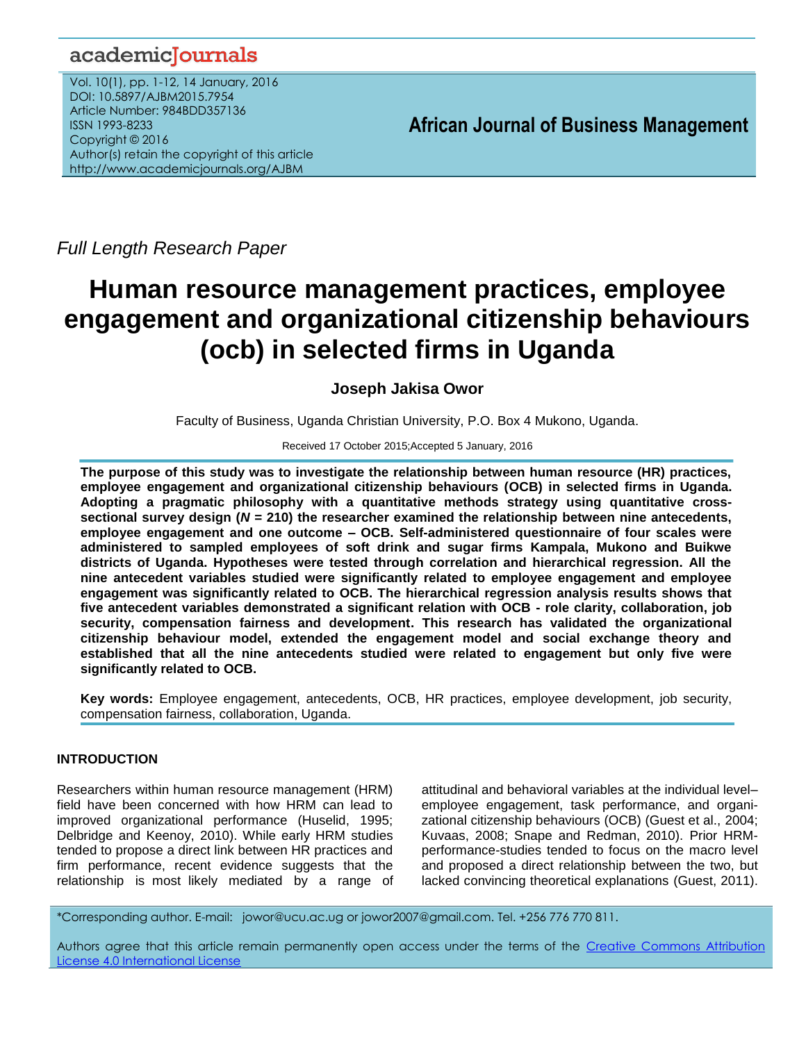Full Length Research Paper

# Human resource management practices, employee engagement and organizational citizenship behaviours (ocb) in selected firms in Uganda

**Joseph Jakisa Owor**

Faculty of Business, Uganda Christian University, P.O. Box 4 Mukono, Uganda.

Received 17 October 2015;Accepted 5 January, 2016

**The purpose of this study was to investigate the relationship between human resource (HR) practices, employee engagement and organizational citizenship behaviours (OCB) in selected firms in Uganda. Adopting a pragmatic philosophy with a quantitative methods strategy using quantitative cross-sectional survey design (*N* = 210) the researcher examined the relationship between nine antecedents, employee engagement and one outcome – OCB. Self-administered questionnaire of four scales were administered to sampled employees of soft drink and sugar firms Kampala, Mukono and Buikwe districts of Uganda. Hypotheses were tested through correlation and hierarchical regression. All the nine antecedent variables studied were significantly related to employee engagement and employee engagement was significantly related to OCB. The hierarchical regression analysis results shows that five antecedent variables demonstrated a significant relation with OCB - role clarity, collaboration, job security, compensation fairness and development. This research has validated the organizational citizenship behaviour model, extended the engagement model and social exchange theory and established that all the nine antecedents studied were related to engagement but only five were significantly related to OCB.**

**Key words:** Employee engagement, antecedents, OCB, HR practices, employee development, job security, compensation fairness, collaboration, Uganda.

## INTRODUCTION

Researchers within human resource management (HRM) field have been concerned with how HRM can lead to improved organizational performance (Huselid, 1995; Delbridge and Keenoy, 2010). While early HRM studies tended to propose a direct link between HR practices and firm performance, recent evidence suggests that the relationship is most likely mediated by a range of attitudinal and behavioral variables at the individual level– employee engagement, task performance, and organizational citizenship behaviours (OCB) (Guest et al., 2004; Kuvaas, 2008; Snape and Redman, 2010). Prior HRM-performance-studies tended to focus on the macro level and proposed a direct relationship between the two, but lacked convincing theoretical explanations (Guest, 2011).

*Corresponding author. E-mail: jowor@ucu.ac.ug or jowor2007@gmail.com. Tel. +256 776 770 811.

Authors agree that this article remain permanently open access under the terms of the Creative Commons Attribution License 4.0 International License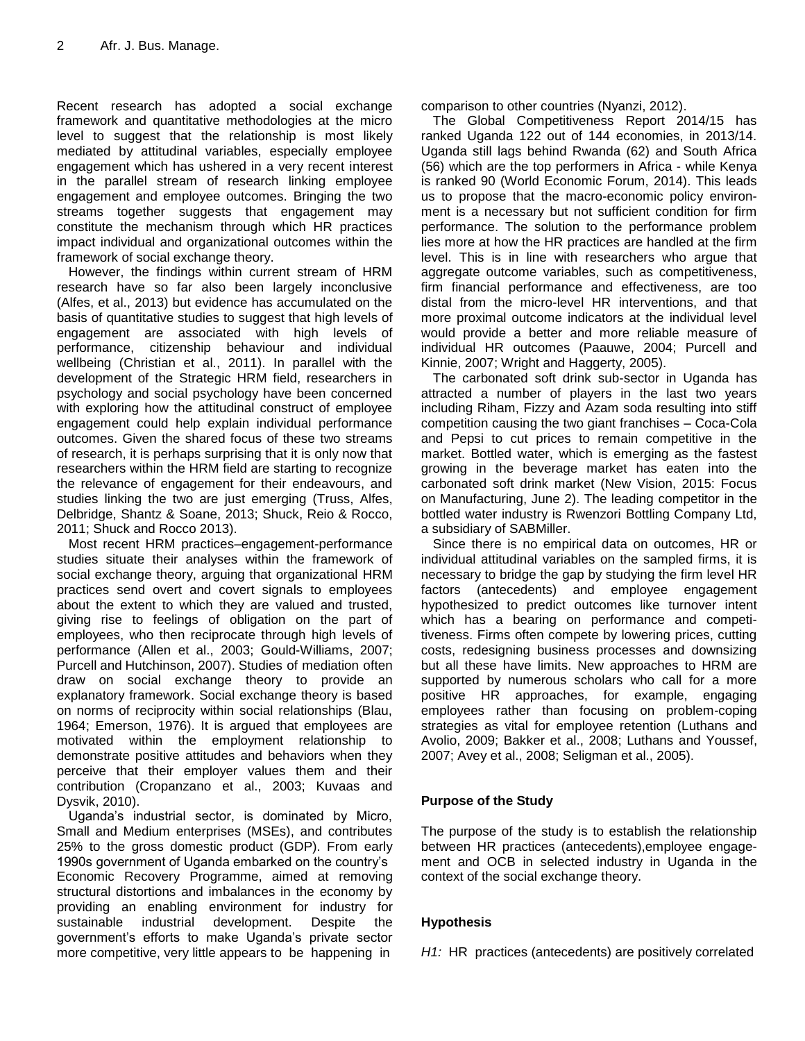Recent research has adopted a social exchange framework and quantitative methodologies at the micro level to suggest that the relationship is most likely mediated by attitudinal variables, especially employee engagement which has ushered in a very recent interest in the parallel stream of research linking employee engagement and employee outcomes. Bringing the two streams together suggests that engagement may constitute the mechanism through which HR practices impact individual and organizational outcomes within the framework of social exchange theory.

However, the findings within current stream of HRM research have so far also been largely inconclusive (Alfes, et al., 2013) but evidence has accumulated on the basis of quantitative studies to suggest that high levels of engagement are associated with high levels of performance, citizenship behaviour and individual wellbeing (Christian et al., 2011). In parallel with the development of the Strategic HRM field, researchers in psychology and social psychology have been concerned with exploring how the attitudinal construct of employee engagement could help explain individual performance outcomes. Given the shared focus of these two streams of research, it is perhaps surprising that it is only now that researchers within the HRM field are starting to recognize the relevance of engagement for their endeavours, and studies linking the two are just emerging (Truss, Alfes, Delbridge, Shantz & Soane, 2013; Shuck, Reio & Rocco, 2011; Shuck and Rocco 2013).

Most recent HRM practices–engagement-performance studies situate their analyses within the framework of social exchange theory, arguing that organizational HRM practices send overt and covert signals to employees about the extent to which they are valued and trusted, giving rise to feelings of obligation on the part of employees, who then reciprocate through high levels of performance (Allen et al., 2003; Gould-Williams, 2007; Purcell and Hutchinson, 2007). Studies of mediation often draw on social exchange theory to provide an explanatory framework. Social exchange theory is based on norms of reciprocity within social relationships (Blau, 1964; Emerson, 1976). It is argued that employees are motivated within the employment relationship to demonstrate positive attitudes and behaviors when they perceive that their employer values them and their contribution (Cropanzano et al., 2003; Kuvaas and Dysvik, 2010).

Uganda's industrial sector, is dominated by Micro, Small and Medium enterprises (MSEs), and contributes 25% to the gross domestic product (GDP). From early 1990s government of Uganda embarked on the country's Economic Recovery Programme, aimed at removing structural distortions and imbalances in the economy by providing an enabling environment for industry for sustainable industrial development. Despite the government's efforts to make Uganda's private sector more competitive, very little appears to be happening in comparison to other countries (Nyanzi, 2012).

The Global Competitiveness Report 2014/15 has ranked Uganda 122 out of 144 economies, in 2013/14. Uganda still lags behind Rwanda (62) and South Africa (56) which are the top performers in Africa - while Kenya is ranked 90 (World Economic Forum, 2014). This leads us to propose that the macro-economic policy environment is a necessary but not sufficient condition for firm performance. The solution to the performance problem lies more at how the HR practices are handled at the firm level. This is in line with researchers who argue that aggregate outcome variables, such as competitiveness, firm financial performance and effectiveness, are too distal from the micro-level HR interventions, and that more proximal outcome indicators at the individual level would provide a better and more reliable measure of individual HR outcomes (Paauwe, 2004; Purcell and Kinnie, 2007; Wright and Haggerty, 2005).

The carbonated soft drink sub-sector in Uganda has attracted a number of players in the last two years including Riham, Fizzy and Azam soda resulting into stiff competition causing the two giant franchises – Coca-Cola and Pepsi to cut prices to remain competitive in the market. Bottled water, which is emerging as the fastest growing in the beverage market has eaten into the carbonated soft drink market (New Vision, 2015: Focus on Manufacturing, June 2). The leading competitor in the bottled water industry is Rwenzori Bottling Company Ltd, a subsidiary of SABMiller.

Since there is no empirical data on outcomes, HR or individual attitudinal variables on the sampled firms, it is necessary to bridge the gap by studying the firm level HR factors (antecedents) and employee engagement hypothesized to predict outcomes like turnover intent which has a bearing on performance and competitiveness. Firms often compete by lowering prices, cutting costs, redesigning business processes and downsizing but all these have limits. New approaches to HRM are supported by numerous scholars who call for a more positive HR approaches, for example, engaging employees rather than focusing on problem-coping strategies as vital for employee retention (Luthans and Avolio, 2009; Bakker et al., 2008; Luthans and Youssef, 2007; Avey et al., 2008; Seligman et al., 2005).

## Purpose of the Study

The purpose of the study is to establish the relationship between HR practices (antecedents),employee engagement and OCB in selected industry in Uganda in the context of the social exchange theory.

## Hypothesis

*H1:* HR practices (antecedents) are positively correlated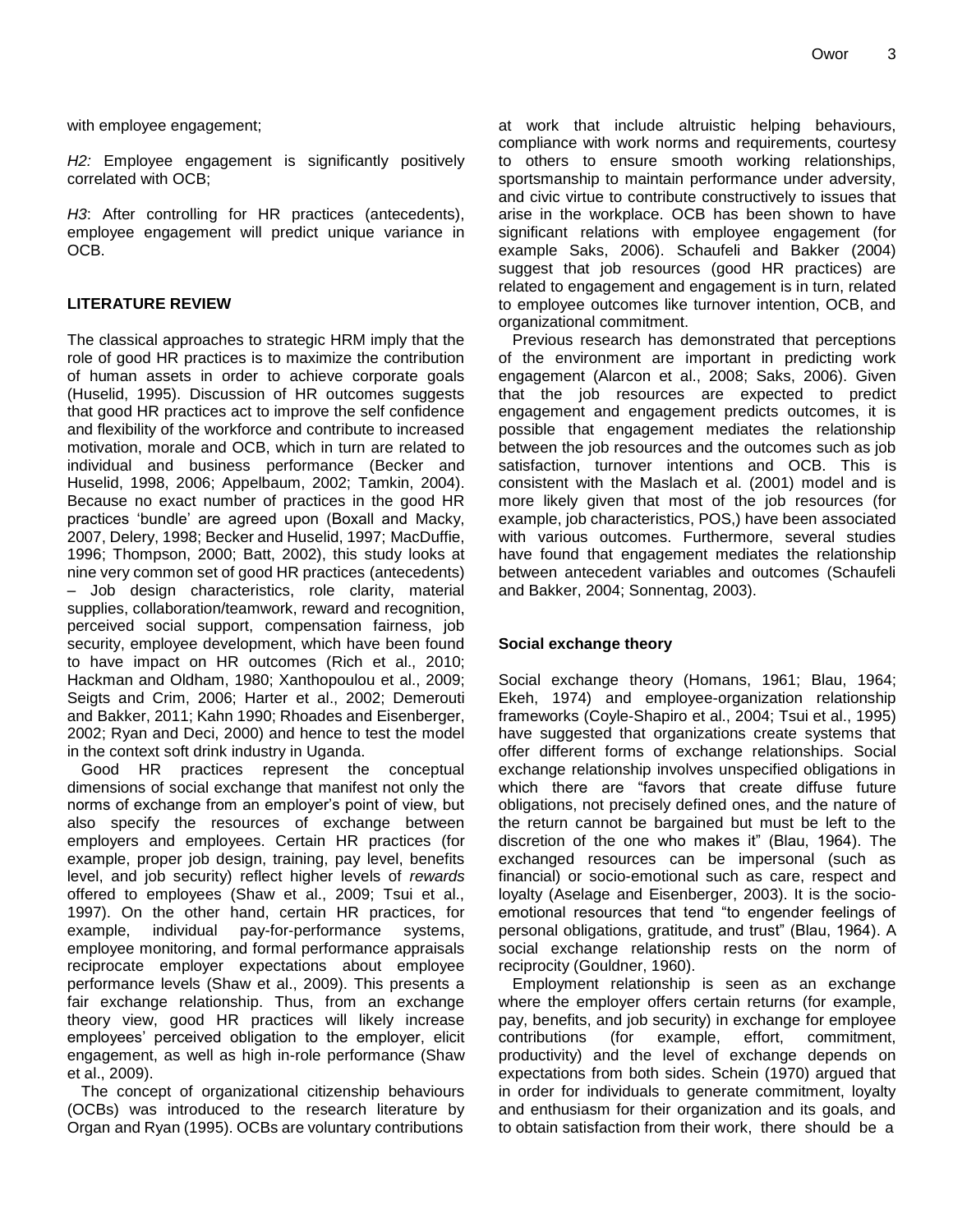with employee engagement;

*H2:* Employee engagement is significantly positively correlated with OCB;

*H3*: After controlling for HR practices (antecedents), employee engagement will predict unique variance in OCB.

## LITERATURE REVIEW

The classical approaches to strategic HRM imply that the role of good HR practices is to maximize the contribution of human assets in order to achieve corporate goals (Huselid, 1995). Discussion of HR outcomes suggests that good HR practices act to improve the self confidence and flexibility of the workforce and contribute to increased motivation, morale and OCB, which in turn are related to individual and business performance (Becker and Huselid, 1998, 2006; Appelbaum, 2002; Tamkin, 2004). Because no exact number of practices in the good HR practices 'bundle' are agreed upon (Boxall and Macky, 2007, Delery, 1998; Becker and Huselid, 1997; MacDuffie, 1996; Thompson, 2000; Batt, 2002), this study looks at nine very common set of good HR practices (antecedents) – Job design characteristics, role clarity, material supplies, collaboration/teamwork, reward and recognition, perceived social support, compensation fairness, job security, employee development, which have been found to have impact on HR outcomes (Rich et al., 2010; Hackman and Oldham, 1980; Xanthopoulou et al., 2009; Seigts and Crim, 2006; Harter et al., 2002; Demerouti and Bakker, 2011; Kahn 1990; Rhoades and Eisenberger, 2002; Ryan and Deci, 2000) and hence to test the model in the context soft drink industry in Uganda.

Good HR practices represent the conceptual dimensions of social exchange that manifest not only the norms of exchange from an employer's point of view, but also specify the resources of exchange between employers and employees. Certain HR practices (for example, proper job design, training, pay level, benefits level, and job security) reflect higher levels of *rewards* offered to employees (Shaw et al., 2009; Tsui et al., 1997). On the other hand, certain HR practices, for example, individual pay-for-performance systems, employee monitoring, and formal performance appraisals reciprocate employer expectations about employee performance levels (Shaw et al., 2009). This presents a fair exchange relationship. Thus, from an exchange theory view, good HR practices will likely increase employees' perceived obligation to the employer, elicit engagement, as well as high in-role performance (Shaw et al., 2009).

The concept of organizational citizenship behaviours (OCBs) was introduced to the research literature by Organ and Ryan (1995). OCBs are voluntary contributions at work that include altruistic helping behaviours, compliance with work norms and requirements, courtesy to others to ensure smooth working relationships, sportsmanship to maintain performance under adversity, and civic virtue to contribute constructively to issues that arise in the workplace. OCB has been shown to have significant relations with employee engagement (for example Saks, 2006). Schaufeli and Bakker (2004) suggest that job resources (good HR practices) are related to engagement and engagement is in turn, related to employee outcomes like turnover intention, OCB, and organizational commitment.

Previous research has demonstrated that perceptions of the environment are important in predicting work engagement (Alarcon et al., 2008; Saks, 2006). Given that the job resources are expected to predict engagement and engagement predicts outcomes, it is possible that engagement mediates the relationship between the job resources and the outcomes such as job satisfaction, turnover intentions and OCB. This is consistent with the Maslach et al. (2001) model and is more likely given that most of the job resources (for example, job characteristics, POS,) have been associated with various outcomes. Furthermore, several studies have found that engagement mediates the relationship between antecedent variables and outcomes (Schaufeli and Bakker, 2004; Sonnentag, 2003).

### Social exchange theory

Social exchange theory (Homans, 1961; Blau, 1964; Ekeh, 1974) and employee-organization relationship frameworks (Coyle-Shapiro et al., 2004; Tsui et al., 1995) have suggested that organizations create systems that offer different forms of exchange relationships. Social exchange relationship involves unspecified obligations in which there are "favors that create diffuse future obligations, not precisely defined ones, and the nature of the return cannot be bargained but must be left to the discretion of the one who makes it" (Blau, 1964). The exchanged resources can be impersonal (such as financial) or socio-emotional such as care, respect and loyalty (Aselage and Eisenberger, 2003). It is the socio-emotional resources that tend "to engender feelings of personal obligations, gratitude, and trust" (Blau, 1964). A social exchange relationship rests on the norm of reciprocity (Gouldner, 1960).

Employment relationship is seen as an exchange where the employer offers certain returns (for example, pay, benefits, and job security) in exchange for employee contributions (for example, effort, commitment, productivity) and the level of exchange depends on expectations from both sides. Schein (1970) argued that in order for individuals to generate commitment, loyalty and enthusiasm for their organization and its goals, and to obtain satisfaction from their work, there should be a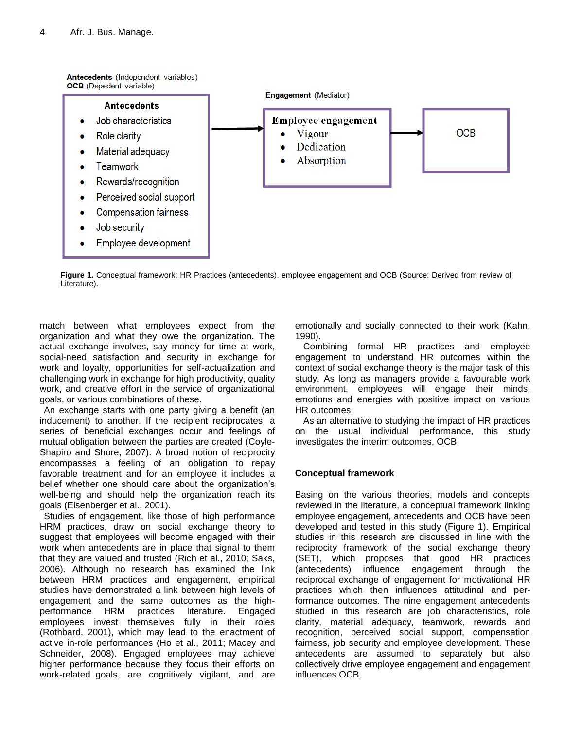Antecedents (Independent variables)
OCB (Depedent variable)

Engagement (Mediator)

Antecedents
- Job characteristics
- Role clarity
- Material adequacy
- Teamwork
- Rewards/recognition
- Perceived social support
- Compensation fairness
- Job security
- Employee development

Employee engagement
- Vigour
- Dedication
- Absorption

OCB

**Figure 1.** Conceptual framework: HR Practices (antecedents), employee engagement and OCB (Source: Derived from review of Literature).

match between what employees expect from the organization and what they owe the organization. The actual exchange involves, say money for time at work, social-need satisfaction and security in exchange for work and loyalty, opportunities for self-actualization and challenging work in exchange for high productivity, quality work, and creative effort in the service of organizational goals, or various combinations of these.

An exchange starts with one party giving a benefit (an inducement) to another. If the recipient reciprocates, a series of beneficial exchanges occur and feelings of mutual obligation between the parties are created (Coyle-Shapiro and Shore, 2007). A broad notion of reciprocity encompasses a feeling of an obligation to repay favorable treatment and for an employee it includes a belief whether one should care about the organization's well-being and should help the organization reach its goals (Eisenberger et al., 2001).

Studies of engagement, like those of high performance HRM practices, draw on social exchange theory to suggest that employees will become engaged with their work when antecedents are in place that signal to them that they are valued and trusted (Rich et al., 2010; Saks, 2006). Although no research has examined the link between HRM practices and engagement, empirical studies have demonstrated a link between high levels of engagement and the same outcomes as the high-performance HRM practices literature. Engaged employees invest themselves fully in their roles (Rothbard, 2001), which may lead to the enactment of active in-role performances (Ho et al., 2011; Macey and Schneider, 2008). Engaged employees may achieve higher performance because they focus their efforts on work-related goals, are cognitively vigilant, and are emotionally and socially connected to their work (Kahn, 1990).

Combining formal HR practices and employee engagement to understand HR outcomes within the context of social exchange theory is the major task of this study. As long as managers provide a favourable work environment, employees will engage their minds, emotions and energies with positive impact on various HR outcomes.

As an alternative to studying the impact of HR practices on the usual individual performance, this study investigates the interim outcomes, OCB.

## Conceptual framework

Basing on the various theories, models and concepts reviewed in the literature, a conceptual framework linking employee engagement, antecedents and OCB have been developed and tested in this study (Figure 1). Empirical studies in this research are discussed in line with the reciprocity framework of the social exchange theory (SET), which proposes that good HR practices (antecedents) influence engagement through the reciprocal exchange of engagement for motivational HR practices which then influences attitudinal and performance outcomes. The nine engagement antecedents studied in this research are job characteristics, role clarity, material adequacy, teamwork, rewards and recognition, perceived social support, compensation fairness, job security and employee development. These antecedents are assumed to separately but also collectively drive employee engagement and engagement influences OCB.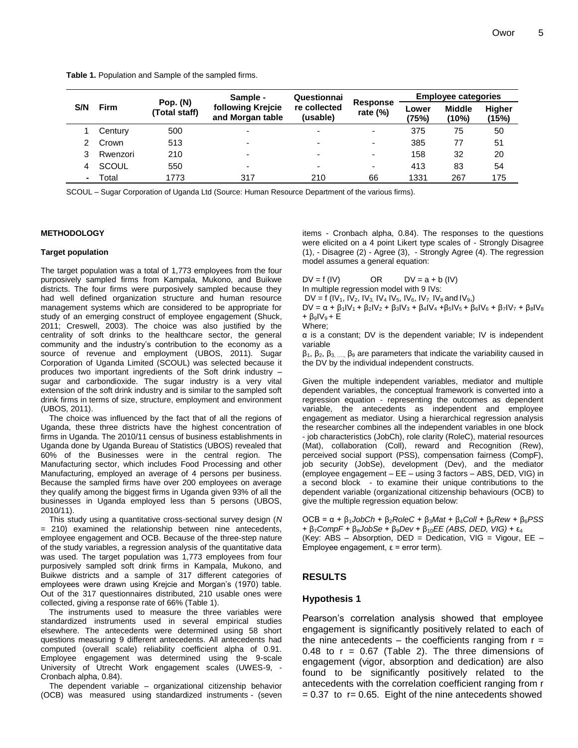**Table 1.** Population and Sample of the sampled firms.

| S/N | Firm | Pop. (N) (Total staff) | Sample - following Krejcie and Morgan table | Questionnaire collected (usable) | Response rate (%) | Employee categories | | |
|---|---|---|---|---|---|---|---|---|
| | | | | | | Lower (75%) | Middle (10%) | Higher (15%) |
| 1 | Century | 500 | - | - | - | 375 | 75 | 50 |
| 2 | Crown | 513 | - | - | - | 385 | 77 | 51 |
| 3 | Rwenzori | 210 | - | - | - | 158 | 32 | 20 |
| 4 | SCOUL | 550 | - | - | - | 413 | 83 | 54 |
| - | Total | 1773 | 317 | 210 | 66 | 1331 | 267 | 175 |

SCOUL – Sugar Corporation of Uganda Ltd (Source: Human Resource Department of the various firms).

## METHODOLOGY

### Target population

The target population was a total of 1,773 employees from the four purposively sampled firms from Kampala, Mukono, and Buikwe districts. The four firms were purposively sampled because they had well defined organization structure and human resource management systems which are considered to be appropriate for study of an emerging construct of employee engagement (Shuck, 2011; Creswell, 2003). The choice was also justified by the centrality of soft drinks to the healthcare sector, the general community and the industry's contribution to the economy as a source of revenue and employment (UBOS, 2011). Sugar Corporation of Uganda Limited (SCOUL) was selected because it produces two important ingredients of the Soft drink industry – sugar and carbondioxide. The sugar industry is a very vital extension of the soft drink industry and is similar to the sampled soft drink firms in terms of size, structure, employment and environment (UBOS, 2011).

The choice was influenced by the fact that of all the regions of Uganda, these three districts have the highest concentration of firms in Uganda. The 2010/11 census of business establishments in Uganda done by Uganda Bureau of Statistics (UBOS) revealed that 60% of the Businesses were in the central region. The Manufacturing sector, which includes Food Processing and other Manufacturing, employed an average of 4 persons per business. Because the sampled firms have over 200 employees on average they qualify among the biggest firms in Uganda given 93% of all the businesses in Uganda employed less than 5 persons (UBOS, 2010/11).

This study using a quantitative cross-sectional survey design (*N* = 210) examined the relationship between nine antecedents, employee engagement and OCB. Because of the three-step nature of the study variables, a regression analysis of the quantitative data was used. The target population was 1,773 employees from four purposively sampled soft drink firms in Kampala, Mukono, and Buikwe districts and a sample of 317 different categories of employees were drawn using Krejcie and Morgan's (1970) table. Out of the 317 questionnaires distributed, 210 usable ones were collected, giving a response rate of 66% (Table 1).

The instruments used to measure the three variables were standardized instruments used in several empirical studies elsewhere. The antecedents were determined using 58 short questions measuring 9 different antecedents. All antecedents had computed (overall scale) reliability coefficient alpha of 0.91. Employee engagement was determined using the 9-scale University of Utrecht Work engagement scales (UWES-9, - Cronbach alpha, 0.84).

The dependent variable – organizational citizenship behavior (OCB) was measured using standardized instruments - (seven items - Cronbach alpha, 0.84). The responses to the questions were elicited on a 4 point Likert type scales of - Strongly Disagree (1), - Disagree (2) - Agree (3), - Strongly Agree (4). The regression model assumes a general equation:

$DV = f(IV)$ OR $DV = a + b\,(IV)$

In multiple regression model with 9 IVs:

$DV = f(IV_1, IV_2, IV_3, IV_4\ IV_5, IV_6, IV_7, IV_8 \text{ and } IV_9)$

$$DV = \alpha + \beta_1 IV_1 + \beta_2 IV_2 + \beta_3 IV_3 + \beta_4 IV_4 + \beta_5 IV_5 + \beta_6 IV_6 + \beta_7 IV_7 + \beta_8 IV_8 + \beta_9 IV_9 + E$$

Where;

α is a constant; DV is the dependent variable; IV is independent variable

$\beta_1, \beta_2, \beta_3, \ldots, \beta_9$ are parameters that indicate the variability caused in the DV by the individual independent constructs.

Given the multiple independent variables, mediator and multiple dependent variables, the conceptual framework is converted into a regression equation - representing the outcomes as dependent variable, the antecedents as independent and employee engagement as mediator. Using a hierarchical regression analysis the researcher combines all the independent variables in one block - job characteristics (JobCh), role clarity (RoleC), material resources (Mat), collaboration (Coll), reward and Recognition (Rew), perceived social support (PSS), compensation fairness (CompF), job security (JobSe), development (Dev), and the mediator (employee engagement – EE – using 3 factors – ABS, DED, VIG) in a second block - to examine their unique contributions to the dependent variable (organizational citizenship behaviours (OCB) to give the multiple regression equation below:

$$OCB = \alpha + \beta_1 JobCh + \beta_2 RoleC + \beta_3 Mat + \beta_4 Coll + \beta_5 Rew + \beta_6 PSS + \beta_7 CompF + \beta_8 JobSe + \beta_9 Dev + \beta_{10} EE\ (ABS, DED, VIG) + \varepsilon_4$$

(Key: ABS – Absorption, DED = Dedication, VIG = Vigour, EE – Employee engagement, ε = error term).

## RESULTS

### Hypothesis 1

Pearson's correlation analysis showed that employee engagement is significantly positively related to each of the nine antecedents – the coefficients ranging from $r = 0.48$ to $r = 0.67$ (Table 2). The three dimensions of engagement (vigor, absorption and dedication) are also found to be significantly positively related to the antecedents with the correlation coefficient ranging from $r = 0.37$ to $r = 0.65$. Eight of the nine antecedents showed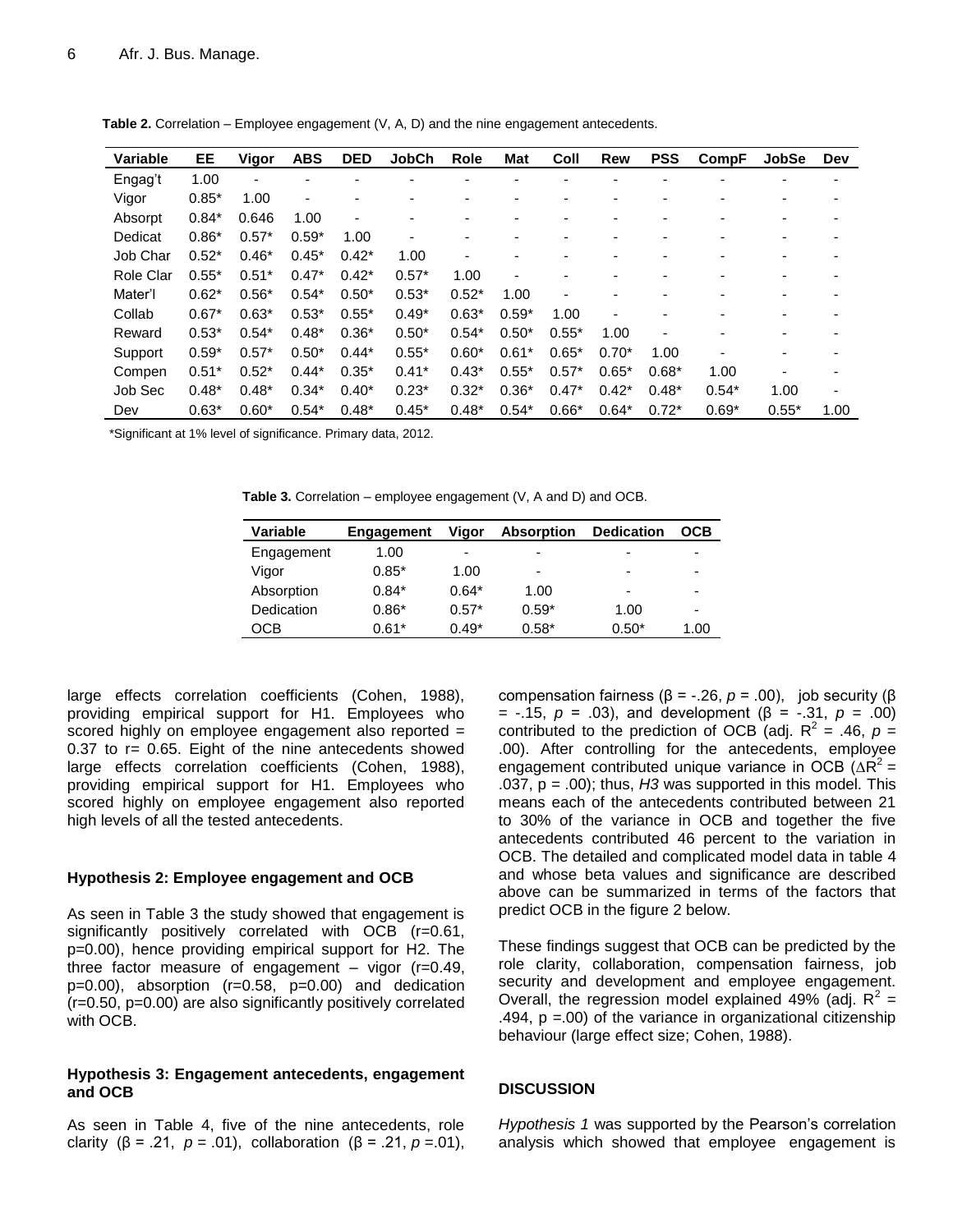**Table 2.** Correlation – Employee engagement (V, A, D) and the nine engagement antecedents.

| Variable | EE | Vigor | ABS | DED | JobCh | Role | Mat | Coll | Rew | PSS | CompF | JobSe | Dev |
|---|---|---|---|---|---|---|---|---|---|---|---|---|---|
| Engag't | 1.00 | - | - | - | - | - | - | - | - | - | - | - | - |
| Vigor | 0.85* | 1.00 | - | - | - | - | - | - | - | - | - | - | - |
| Absorpt | 0.84* | 0.646 | 1.00 | - | - | - | - | - | - | - | - | - | - |
| Dedicat | 0.86* | 0.57* | 0.59* | 1.00 | - | - | - | - | - | - | - | - | - |
| Job Char | 0.52* | 0.46* | 0.45* | 0.42* | 1.00 | - | - | - | - | - | - | - | - |
| Role Clar | 0.55* | 0.51* | 0.47* | 0.42* | 0.57* | 1.00 | - | - | - | - | - | - | - |
| Mater'l | 0.62* | 0.56* | 0.54* | 0.50* | 0.53* | 0.52* | 1.00 | - | - | - | - | - | - |
| Collab | 0.67* | 0.63* | 0.53* | 0.55* | 0.49* | 0.63* | 0.59* | 1.00 | - | - | - | - | - |
| Reward | 0.53* | 0.54* | 0.48* | 0.36* | 0.50* | 0.54* | 0.50* | 0.55* | 1.00 | - | - | - | - |
| Support | 0.59* | 0.57* | 0.50* | 0.44* | 0.55* | 0.60* | 0.61* | 0.65* | 0.70* | 1.00 | - | - | - |
| Compen | 0.51* | 0.52* | 0.44* | 0.35* | 0.41* | 0.43* | 0.55* | 0.57* | 0.65* | 0.68* | 1.00 | - | - |
| Job Sec | 0.48* | 0.48* | 0.34* | 0.40* | 0.23* | 0.32* | 0.36* | 0.47* | 0.42* | 0.48* | 0.54* | 1.00 | - |
| Dev | 0.63* | 0.60* | 0.54* | 0.48* | 0.45* | 0.48* | 0.54* | 0.66* | 0.64* | 0.72* | 0.69* | 0.55* | 1.00 |

*Significant at 1% level of significance. Primary data, 2012.

**Table 3.** Correlation – employee engagement (V, A and D) and OCB.

| Variable | Engagement | Vigor | Absorption | Dedication | OCB |
|---|---|---|---|---|---|
| Engagement | 1.00 | - | - | - | - |
| Vigor | 0.85* | 1.00 | - | - | - |
| Absorption | 0.84* | 0.64* | 1.00 | - | - |
| Dedication | 0.86* | 0.57* | 0.59* | 1.00 | - |
| OCB | 0.61* | 0.49* | 0.58* | 0.50* | 1.00 |

large effects correlation coefficients (Cohen, 1988), providing empirical support for H1. Employees who scored highly on employee engagement also reported = 0.37 to r= 0.65. Eight of the nine antecedents showed large effects correlation coefficients (Cohen, 1988), providing empirical support for H1. Employees who scored highly on employee engagement also reported high levels of all the tested antecedents.

### Hypothesis 2: Employee engagement and OCB

As seen in Table 3 the study showed that engagement is significantly positively correlated with OCB (r=0.61, p=0.00), hence providing empirical support for H2. The three factor measure of engagement – vigor (r=0.49, p=0.00), absorption (r=0.58, p=0.00) and dedication (r=0.50, p=0.00) are also significantly positively correlated with OCB.

### Hypothesis 3: Engagement antecedents, engagement and OCB

As seen in Table 4, five of the nine antecedents, role clarity (β = .21, *p* = .01), collaboration (β = .21, *p* =.01), compensation fairness (β = -.26, *p* = .00), job security (β = -.15, *p* = .03), and development (β = -.31, *p* = .00) contributed to the prediction of OCB (adj. $R^2$ = .46, *p* = .00). After controlling for the antecedents, employee engagement contributed unique variance in OCB ($\Delta R^2$ = .037, p = .00); thus, *H3* was supported in this model. This means each of the antecedents contributed between 21 to 30% of the variance in OCB and together the five antecedents contributed 46 percent to the variation in OCB. The detailed and complicated model data in table 4 and whose beta values and significance are described above can be summarized in terms of the factors that predict OCB in the figure 2 below.

These findings suggest that OCB can be predicted by the role clarity, collaboration, compensation fairness, job security and development and employee engagement. Overall, the regression model explained 49% (adj. $R^2$ = .494, p =.00) of the variance in organizational citizenship behaviour (large effect size; Cohen, 1988).

## DISCUSSION

*Hypothesis 1* was supported by the Pearson's correlation analysis which showed that employee engagement is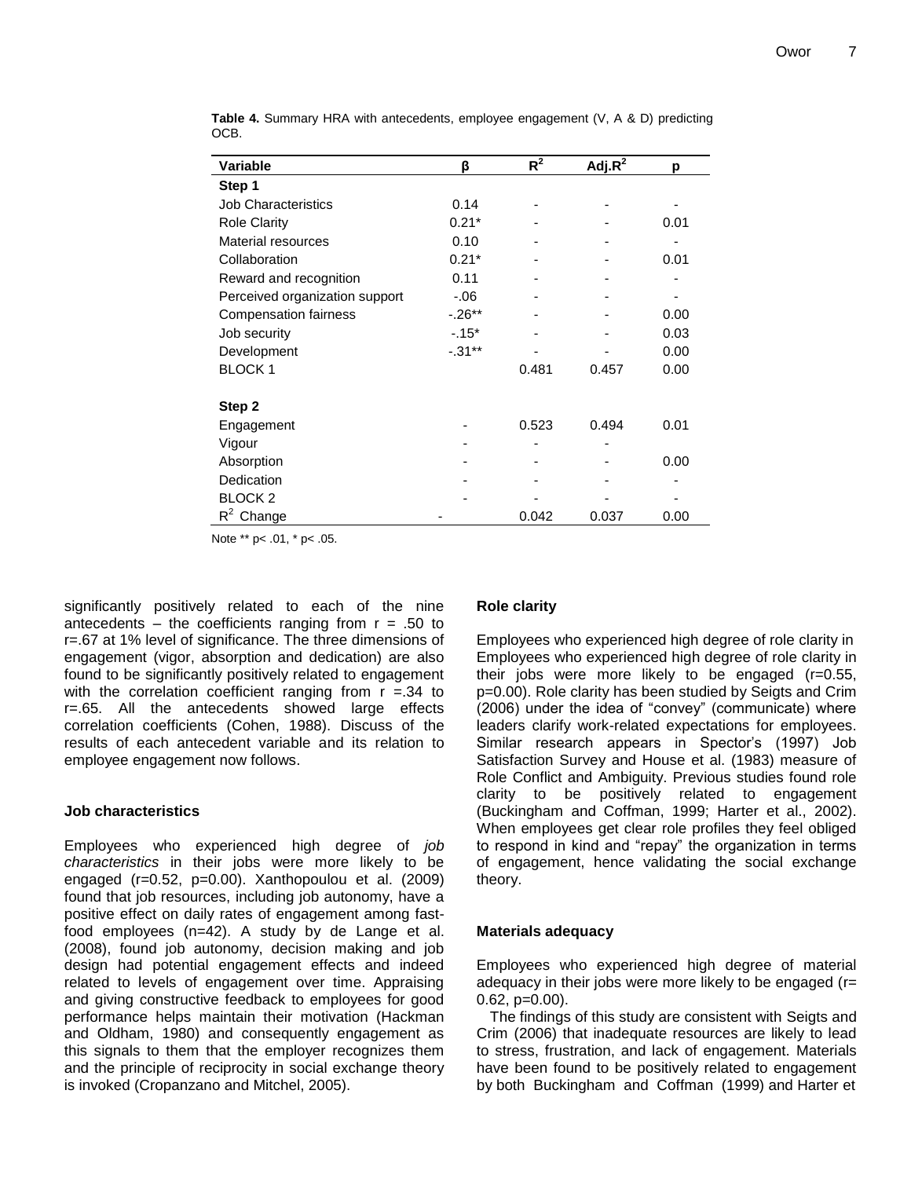**Table 4.** Summary HRA with antecedents, employee engagement (V, A & D) predicting OCB.

| Variable | β | $R^2$ | Adj.$R^2$ | p |
|---|---|---|---|---|
| **Step 1** | | | | |
| Job Characteristics | 0.14 | - | - | - |
| Role Clarity | 0.21* | - | - | 0.01 |
| Material resources | 0.10 | - | - | - |
| Collaboration | 0.21* | - | - | 0.01 |
| Reward and recognition | 0.11 | - | - | - |
| Perceived organization support | -.06 | - | - | - |
| Compensation fairness | -.26** | - | - | 0.00 |
| Job security | -.15* | - | - | 0.03 |
| Development | -.31** | - | - | 0.00 |
| BLOCK 1 | | 0.481 | 0.457 | 0.00 |
| **Step 2** | | | | |
| Engagement | - | 0.523 | 0.494 | 0.01 |
| Vigour | - | - | - | |
| Absorption | - | - | - | 0.00 |
| Dedication | - | - | - | - |
| BLOCK 2 | - | - | - | - |
| $R^2$ Change | - | 0.042 | 0.037 | 0.00 |

Note ** p< .01, * p< .05.

significantly positively related to each of the nine antecedents – the coefficients ranging from r = .50 to r=.67 at 1% level of significance. The three dimensions of engagement (vigor, absorption and dedication) are also found to be significantly positively related to engagement with the correlation coefficient ranging from r =.34 to r=.65. All the antecedents showed large effects correlation coefficients (Cohen, 1988). Discuss of the results of each antecedent variable and its relation to employee engagement now follows.

### Job characteristics

Employees who experienced high degree of *job characteristics* in their jobs were more likely to be engaged (r=0.52, p=0.00). Xanthopoulou et al. (2009) found that job resources, including job autonomy, have a positive effect on daily rates of engagement among fast-food employees (n=42). A study by de Lange et al. (2008), found job autonomy, decision making and job design had potential engagement effects and indeed related to levels of engagement over time. Appraising and giving constructive feedback to employees for good performance helps maintain their motivation (Hackman and Oldham, 1980) and consequently engagement as this signals to them that the employer recognizes them and the principle of reciprocity in social exchange theory is invoked (Cropanzano and Mitchel, 2005).

### Role clarity

Employees who experienced high degree of role clarity in Employees who experienced high degree of role clarity in their jobs were more likely to be engaged (r=0.55, p=0.00). Role clarity has been studied by Seigts and Crim (2006) under the idea of "convey" (communicate) where leaders clarify work-related expectations for employees. Similar research appears in Spector's (1997) Job Satisfaction Survey and House et al. (1983) measure of Role Conflict and Ambiguity. Previous studies found role clarity to be positively related to engagement (Buckingham and Coffman, 1999; Harter et al., 2002). When employees get clear role profiles they feel obliged to respond in kind and "repay" the organization in terms of engagement, hence validating the social exchange theory.

### Materials adequacy

Employees who experienced high degree of material adequacy in their jobs were more likely to be engaged (r= 0.62, p=0.00).

The findings of this study are consistent with Seigts and Crim (2006) that inadequate resources are likely to lead to stress, frustration, and lack of engagement. Materials have been found to be positively related to engagement by both Buckingham and Coffman (1999) and Harter et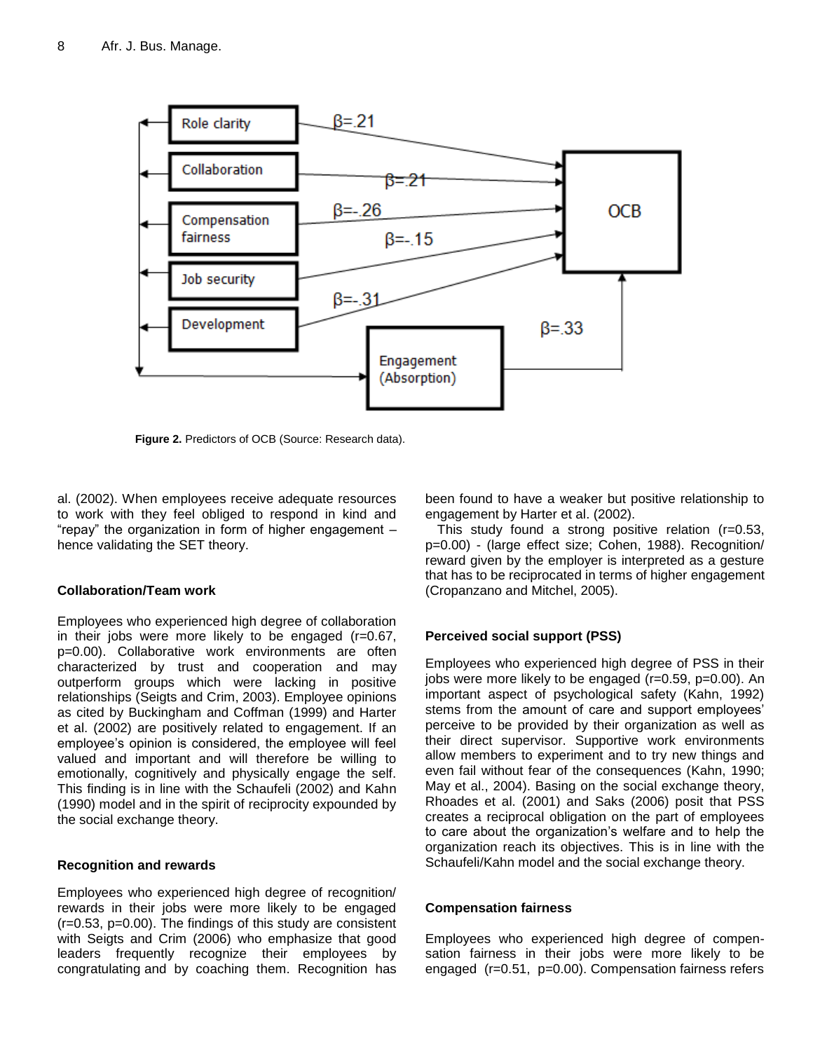Figure 2. Predictors of OCB (Source: Research data).

al. (2002). When employees receive adequate resources to work with they feel obliged to respond in kind and "repay" the organization in form of higher engagement – hence validating the SET theory.

### Collaboration/Team work

Employees who experienced high degree of collaboration in their jobs were more likely to be engaged ($r=0.67$, $p=0.00$). Collaborative work environments are often characterized by trust and cooperation and may outperform groups which were lacking in positive relationships (Seigts and Crim, 2003). Employee opinions as cited by Buckingham and Coffman (1999) and Harter et al. (2002) are positively related to engagement. If an employee's opinion is considered, the employee will feel valued and important and will therefore be willing to emotionally, cognitively and physically engage the self. This finding is in line with the Schaufeli (2002) and Kahn (1990) model and in the spirit of reciprocity expounded by the social exchange theory.

### Recognition and rewards

Employees who experienced high degree of recognition/ rewards in their jobs were more likely to be engaged ($r=0.53$, $p=0.00$). The findings of this study are consistent with Seigts and Crim (2006) who emphasize that good leaders frequently recognize their employees by congratulating and by coaching them. Recognition has been found to have a weaker but positive relationship to engagement by Harter et al. (2002).

This study found a strong positive relation ($r=0.53$, $p=0.00$) - (large effect size; Cohen, 1988). Recognition/ reward given by the employer is interpreted as a gesture that has to be reciprocated in terms of higher engagement (Cropanzano and Mitchel, 2005).

### Perceived social support (PSS)

Employees who experienced high degree of PSS in their jobs were more likely to be engaged ($r=0.59$, $p=0.00$). An important aspect of psychological safety (Kahn, 1992) stems from the amount of care and support employees' perceive to be provided by their organization as well as their direct supervisor. Supportive work environments allow members to experiment and to try new things and even fail without fear of the consequences (Kahn, 1990; May et al., 2004). Basing on the social exchange theory, Rhoades et al. (2001) and Saks (2006) posit that PSS creates a reciprocal obligation on the part of employees to care about the organization's welfare and to help the organization reach its objectives. This is in line with the Schaufeli/Kahn model and the social exchange theory.

### Compensation fairness

Employees who experienced high degree of compensation fairness in their jobs were more likely to be engaged ($r=0.51$, $p=0.00$). Compensation fairness refers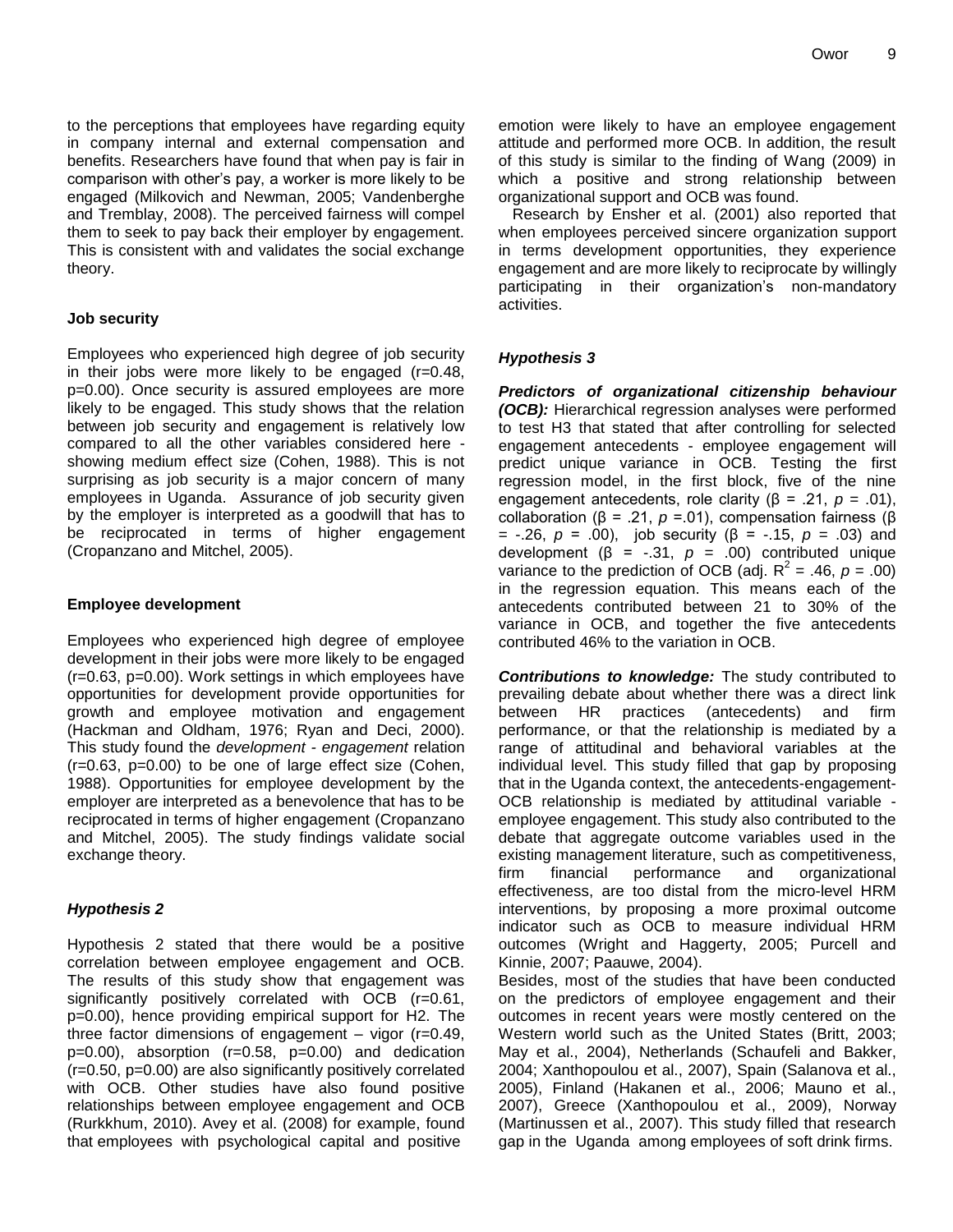to the perceptions that employees have regarding equity in company internal and external compensation and benefits. Researchers have found that when pay is fair in comparison with other's pay, a worker is more likely to be engaged (Milkovich and Newman, 2005; Vandenberghe and Tremblay, 2008). The perceived fairness will compel them to seek to pay back their employer by engagement. This is consistent with and validates the social exchange theory.

**Job security**

Employees who experienced high degree of job security in their jobs were more likely to be engaged (r=0.48, p=0.00). Once security is assured employees are more likely to be engaged. This study shows that the relation between job security and engagement is relatively low compared to all the other variables considered here - showing medium effect size (Cohen, 1988). This is not surprising as job security is a major concern of many employees in Uganda. Assurance of job security given by the employer is interpreted as a goodwill that has to be reciprocated in terms of higher engagement (Cropanzano and Mitchel, 2005).

**Employee development**

Employees who experienced high degree of employee development in their jobs were more likely to be engaged (r=0.63, p=0.00). Work settings in which employees have opportunities for development provide opportunities for growth and employee motivation and engagement (Hackman and Oldham, 1976; Ryan and Deci, 2000). This study found the *development - engagement* relation (r=0.63, p=0.00) to be one of large effect size (Cohen, 1988). Opportunities for employee development by the employer are interpreted as a benevolence that has to be reciprocated in terms of higher engagement (Cropanzano and Mitchel, 2005). The study findings validate social exchange theory.

***Hypothesis 2***

Hypothesis 2 stated that there would be a positive correlation between employee engagement and OCB. The results of this study show that engagement was significantly positively correlated with OCB (r=0.61, p=0.00), hence providing empirical support for H2. The three factor dimensions of engagement – vigor (r=0.49, p=0.00), absorption (r=0.58, p=0.00) and dedication (r=0.50, p=0.00) are also significantly positively correlated with OCB. Other studies have also found positive relationships between employee engagement and OCB (Rurkkhum, 2010). Avey et al. (2008) for example, found that employees with psychological capital and positive emotion were likely to have an employee engagement attitude and performed more OCB. In addition, the result of this study is similar to the finding of Wang (2009) in which a positive and strong relationship between organizational support and OCB was found.

Research by Ensher et al. (2001) also reported that when employees perceived sincere organization support in terms development opportunities, they experience engagement and are more likely to reciprocate by willingly participating in their organization's non-mandatory activities.

***Hypothesis 3***

***Predictors of organizational citizenship behaviour (OCB):*** Hierarchical regression analyses were performed to test H3 that stated that after controlling for selected engagement antecedents - employee engagement will predict unique variance in OCB. Testing the first regression model, in the first block, five of the nine engagement antecedents, role clarity (β = .21, $p$ = .01), collaboration (β = .21, $p$ =.01), compensation fairness (β = -.26, $p$ = .00), job security (β = -.15, $p$ = .03) and development (β = -.31, $p$ = .00) contributed unique variance to the prediction of OCB (adj. $R^2$ = .46, $p$ = .00) in the regression equation. This means each of the antecedents contributed between 21 to 30% of the variance in OCB, and together the five antecedents contributed 46% to the variation in OCB.

***Contributions to knowledge:*** The study contributed to prevailing debate about whether there was a direct link between HR practices (antecedents) and firm performance, or that the relationship is mediated by a range of attitudinal and behavioral variables at the individual level. This study filled that gap by proposing that in the Uganda context, the antecedents-engagement-OCB relationship is mediated by attitudinal variable - employee engagement. This study also contributed to the debate that aggregate outcome variables used in the existing management literature, such as competitiveness, firm financial performance and organizational effectiveness, are too distal from the micro-level HRM interventions, by proposing a more proximal outcome indicator such as OCB to measure individual HRM outcomes (Wright and Haggerty, 2005; Purcell and Kinnie, 2007; Paauwe, 2004).

Besides, most of the studies that have been conducted on the predictors of employee engagement and their outcomes in recent years were mostly centered on the Western world such as the United States (Britt, 2003; May et al., 2004), Netherlands (Schaufeli and Bakker, 2004; Xanthopoulou et al., 2007), Spain (Salanova et al., 2005), Finland (Hakanen et al., 2006; Mauno et al., 2007), Greece (Xanthopoulou et al., 2009), Norway (Martinussen et al., 2007). This study filled that research gap in the Uganda among employees of soft drink firms.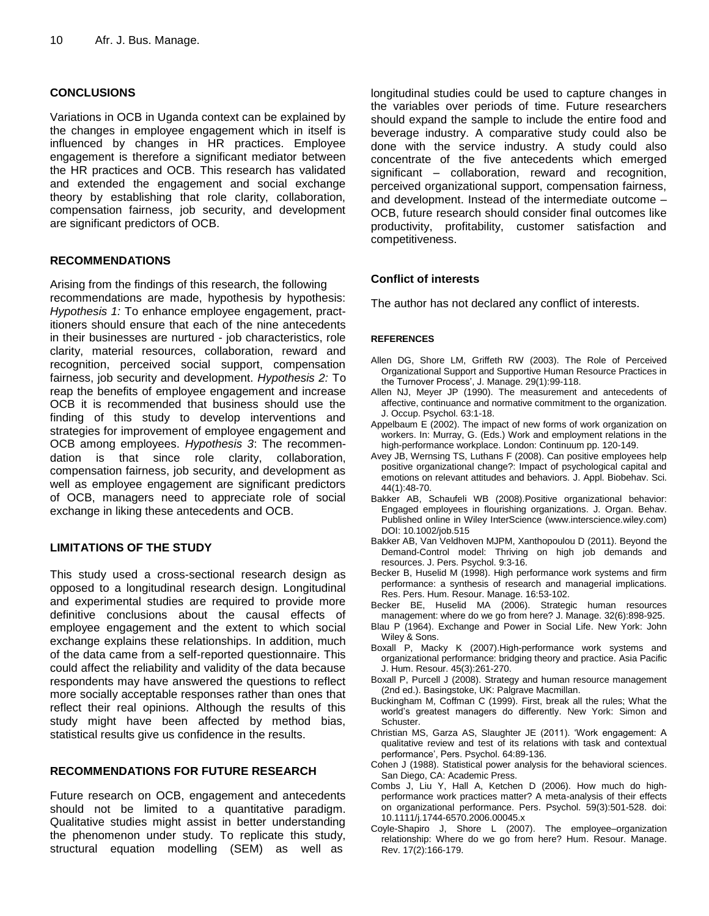## CONCLUSIONS

Variations in OCB in Uganda context can be explained by the changes in employee engagement which in itself is influenced by changes in HR practices. Employee engagement is therefore a significant mediator between the HR practices and OCB. This research has validated and extended the engagement and social exchange theory by establishing that role clarity, collaboration, compensation fairness, job security, and development are significant predictors of OCB.

## RECOMMENDATIONS

Arising from the findings of this research, the following recommendations are made, hypothesis by hypothesis: *Hypothesis 1:* To enhance employee engagement, practitioners should ensure that each of the nine antecedents in their businesses are nurtured - job characteristics, role clarity, material resources, collaboration, reward and recognition, perceived social support, compensation fairness, job security and development. *Hypothesis 2:* To reap the benefits of employee engagement and increase OCB it is recommended that business should use the finding of this study to develop interventions and strategies for improvement of employee engagement and OCB among employees. *Hypothesis 3*: The recommendation is that since role clarity, collaboration, compensation fairness, job security, and development as well as employee engagement are significant predictors of OCB, managers need to appreciate role of social exchange in liking these antecedents and OCB.

## LIMITATIONS OF THE STUDY

This study used a cross-sectional research design as opposed to a longitudinal research design. Longitudinal and experimental studies are required to provide more definitive conclusions about the causal effects of employee engagement and the extent to which social exchange explains these relationships. In addition, much of the data came from a self-reported questionnaire. This could affect the reliability and validity of the data because respondents may have answered the questions to reflect more socially acceptable responses rather than ones that reflect their real opinions. Although the results of this study might have been affected by method bias, statistical results give us confidence in the results.

## RECOMMENDATIONS FOR FUTURE RESEARCH

Future research on OCB, engagement and antecedents should not be limited to a quantitative paradigm. Qualitative studies might assist in better understanding the phenomenon under study. To replicate this study, structural equation modelling (SEM) as well as longitudinal studies could be used to capture changes in the variables over periods of time. Future researchers should expand the sample to include the entire food and beverage industry. A comparative study could also be done with the service industry. A study could also concentrate of the five antecedents which emerged significant – collaboration, reward and recognition, perceived organizational support, compensation fairness, and development. Instead of the intermediate outcome – OCB, future research should consider final outcomes like productivity, profitability, customer satisfaction and competitiveness.

### Conflict of interests

The author has not declared any conflict of interests.

#### REFERENCES

Allen DG, Shore LM, Griffeth RW (2003). The Role of Perceived Organizational Support and Supportive Human Resource Practices in the Turnover Process', J. Manage. 29(1):99-118.

Allen NJ, Meyer JP (1990). The measurement and antecedents of affective, continuance and normative commitment to the organization. J. Occup. Psychol. 63:1-18.

Appelbaum E (2002). The impact of new forms of work organization on workers. In: Murray, G. (Eds.) Work and employment relations in the high-performance workplace. London: Continuum pp. 120-149.

Avey JB, Wernsing TS, Luthans F (2008). Can positive employees help positive organizational change?: Impact of psychological capital and emotions on relevant attitudes and behaviors. J. Appl. Biobehav. Sci. 44(1):48-70.

Bakker AB, Schaufeli WB (2008).Positive organizational behavior: Engaged employees in flourishing organizations. J. Organ. Behav. Published online in Wiley InterScience (www.interscience.wiley.com) DOI: 10.1002/job.515

Bakker AB, Van Veldhoven MJPM, Xanthopoulou D (2011). Beyond the Demand-Control model: Thriving on high job demands and resources. J. Pers. Psychol. 9:3-16.

Becker B, Huselid M (1998). High performance work systems and firm performance: a synthesis of research and managerial implications. Res. Pers. Hum. Resour. Manage. 16:53-102.

Becker BE, Huselid MA (2006). Strategic human resources management: where do we go from here? J. Manage. 32(6):898-925.

Blau P (1964). Exchange and Power in Social Life. New York: John Wiley & Sons.

Boxall P, Macky K (2007).High-performance work systems and organizational performance: bridging theory and practice. Asia Pacific J. Hum. Resour. 45(3):261-270.

Boxall P, Purcell J (2008). Strategy and human resource management (2nd ed.). Basingstoke, UK: Palgrave Macmillan.

Buckingham M, Coffman C (1999). First, break all the rules; What the world's greatest managers do differently. New York: Simon and Schuster.

Christian MS, Garza AS, Slaughter JE (2011). 'Work engagement: A qualitative review and test of its relations with task and contextual performance', Pers. Psychol. 64:89-136.

Cohen J (1988). Statistical power analysis for the behavioral sciences. San Diego, CA: Academic Press.

Combs J, Liu Y, Hall A, Ketchen D (2006). How much do high-performance work practices matter? A meta-analysis of their effects on organizational performance. Pers. Psychol. 59(3):501-528. doi: 10.1111/j.1744-6570.2006.00045.x

Coyle-Shapiro J, Shore L (2007). The employee–organization relationship: Where do we go from here? Hum. Resour. Manage. Rev. 17(2):166-179.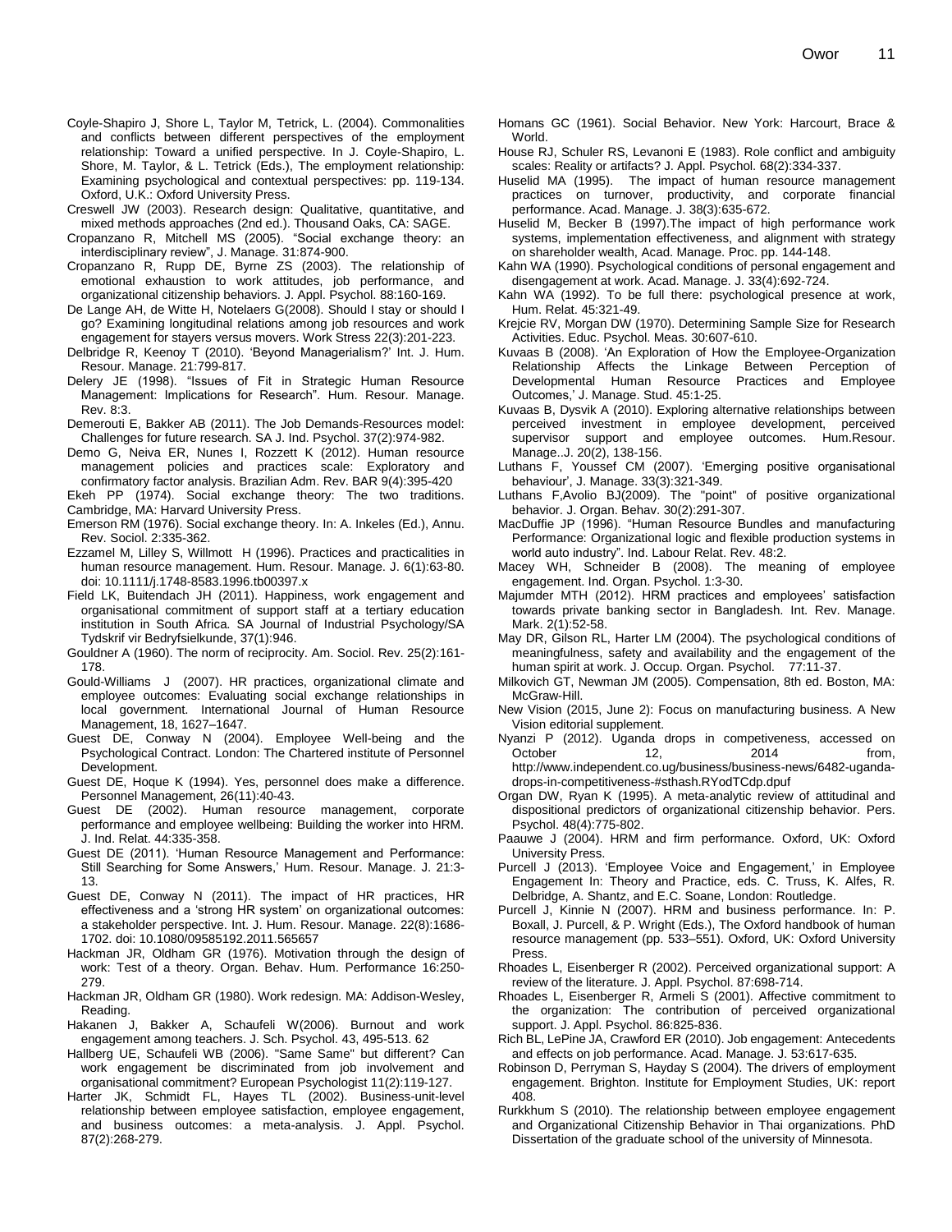Coyle-Shapiro J, Shore L, Taylor M, Tetrick, L. (2004). Commonalities and conflicts between different perspectives of the employment relationship: Toward a unified perspective. In J. Coyle-Shapiro, L. Shore, M. Taylor, & L. Tetrick (Eds.), The employment relationship: Examining psychological and contextual perspectives: pp. 119-134. Oxford, U.K.: Oxford University Press.

Creswell JW (2003). Research design: Qualitative, quantitative, and mixed methods approaches (2nd ed.). Thousand Oaks, CA: SAGE.

Cropanzano R, Mitchell MS (2005). "Social exchange theory: an interdisciplinary review", J. Manage. 31:874-900.

Cropanzano R, Rupp DE, Byrne ZS (2003). The relationship of emotional exhaustion to work attitudes, job performance, and organizational citizenship behaviors. J. Appl. Psychol. 88:160-169.

De Lange AH, de Witte H, Notelaers G(2008). Should I stay or should I go? Examining longitudinal relations among job resources and work engagement for stayers versus movers. Work Stress 22(3):201-223.

Delbridge R, Keenoy T (2010). 'Beyond Managerialism?' Int. J. Hum. Resour. Manage. 21:799-817.

Delery JE (1998). "Issues of Fit in Strategic Human Resource Management: Implications for Research". Hum. Resour. Manage. Rev. 8:3.

Demerouti E, Bakker AB (2011). The Job Demands-Resources model: Challenges for future research. SA J. Ind. Psychol. 37(2):974-982.

Demo G, Neiva ER, Nunes I, Rozzett K (2012). Human resource management policies and practices scale: Exploratory and confirmatory factor analysis. Brazilian Adm. Rev. BAR 9(4):395-420

Ekeh PP (1974). Social exchange theory: The two traditions. Cambridge, MA: Harvard University Press.

Emerson RM (1976). Social exchange theory. In: A. Inkeles (Ed.), Annu. Rev. Sociol. 2:335-362.

Ezzamel M, Lilley S, Willmott H (1996). Practices and practicalities in human resource management. Hum. Resour. Manage. J. 6(1):63-80. doi: 10.1111/j.1748-8583.1996.tb00397.x

Field LK, Buitendach JH (2011). Happiness, work engagement and organisational commitment of support staff at a tertiary education institution in South Africa. SA Journal of Industrial Psychology/SA Tydskrif vir Bedryfsielkunde, 37(1):946.

Gouldner A (1960). The norm of reciprocity. Am. Sociol. Rev. 25(2):161-178.

Gould-Williams J (2007). HR practices, organizational climate and employee outcomes: Evaluating social exchange relationships in local government. International Journal of Human Resource Management, 18, 1627–1647.

Guest DE, Conway N (2004). Employee Well-being and the Psychological Contract. London: The Chartered institute of Personnel Development.

Guest DE, Hoque K (1994). Yes, personnel does make a difference. Personnel Management, 26(11):40-43.

Guest DE (2002). Human resource management, corporate performance and employee wellbeing: Building the worker into HRM. J. Ind. Relat. 44:335-358.

Guest DE (2011). 'Human Resource Management and Performance: Still Searching for Some Answers,' Hum. Resour. Manage. J. 21:3-13.

Guest DE, Conway N (2011). The impact of HR practices, HR effectiveness and a 'strong HR system' on organizational outcomes: a stakeholder perspective. Int. J. Hum. Resour. Manage. 22(8):1686-1702. doi: 10.1080/09585192.2011.565657

Hackman JR, Oldham GR (1976). Motivation through the design of work: Test of a theory. Organ. Behav. Hum. Performance 16:250-279.

Hackman JR, Oldham GR (1980). Work redesign. MA: Addison-Wesley, Reading.

Hakanen J, Bakker A, Schaufeli W(2006). Burnout and work engagement among teachers. J. Sch. Psychol. 43, 495-513. 62

Hallberg UE, Schaufeli WB (2006). "Same Same" but different? Can work engagement be discriminated from job involvement and organisational commitment? European Psychologist 11(2):119-127.

Harter JK, Schmidt FL, Hayes TL (2002). Business-unit-level relationship between employee satisfaction, employee engagement, and business outcomes: a meta-analysis. J. Appl. Psychol. 87(2):268-279.

Homans GC (1961). Social Behavior. New York: Harcourt, Brace & World.

House RJ, Schuler RS, Levanoni E (1983). Role conflict and ambiguity scales: Reality or artifacts? J. Appl. Psychol. 68(2):334-337.

Huselid MA (1995). The impact of human resource management practices on turnover, productivity, and corporate financial performance. Acad. Manage. J. 38(3):635-672.

Huselid M, Becker B (1997).The impact of high performance work systems, implementation effectiveness, and alignment with strategy on shareholder wealth, Acad. Manage. Proc. pp. 144-148.

Kahn WA (1990). Psychological conditions of personal engagement and disengagement at work. Acad. Manage. J. 33(4):692-724.

Kahn WA (1992). To be full there: psychological presence at work, Hum. Relat. 45:321-49.

Krejcie RV, Morgan DW (1970). Determining Sample Size for Research Activities. Educ. Psychol. Meas. 30:607-610.

Kuvaas B (2008). 'An Exploration of How the Employee-Organization Relationship Affects the Linkage Between Perception of Developmental Human Resource Practices and Employee Outcomes,' J. Manage. Stud. 45:1-25.

Kuvaas B, Dysvik A (2010). Exploring alternative relationships between perceived investment in employee development, perceived supervisor support and employee outcomes. Hum.Resour. Manage..J. 20(2), 138-156.

Luthans F, Youssef CM (2007). 'Emerging positive organisational behaviour', J. Manage. 33(3):321-349.

Luthans F,Avolio BJ(2009). The "point" of positive organizational behavior. J. Organ. Behav. 30(2):291-307.

MacDuffie JP (1996). "Human Resource Bundles and manufacturing Performance: Organizational logic and flexible production systems in world auto industry". Ind. Labour Relat. Rev. 48:2.

Macey WH, Schneider B (2008). The meaning of employee engagement. Ind. Organ. Psychol. 1:3-30.

Majumder MTH (2012). HRM practices and employees' satisfaction towards private banking sector in Bangladesh. Int. Rev. Manage. Mark. 2(1):52-58.

May DR, Gilson RL, Harter LM (2004). The psychological conditions of meaningfulness, safety and availability and the engagement of the human spirit at work. J. Occup. Organ. Psychol. 77:11-37.

Milkovich GT, Newman JM (2005). Compensation, 8th ed. Boston, MA: McGraw-Hill.

New Vision (2015, June 2): Focus on manufacturing business. A New Vision editorial supplement.

Nyanzi P (2012). Uganda drops in competiveness, accessed on October 12, 2014 from, http://www.independent.co.ug/business/business-news/6482-uganda-drops-in-competitiveness-#sthash.RYodTCdp.dpuf

Organ DW, Ryan K (1995). A meta-analytic review of attitudinal and dispositional predictors of organizational citizenship behavior. Pers. Psychol. 48(4):775-802.

Paauwe J (2004). HRM and firm performance. Oxford, UK: Oxford University Press.

Purcell J (2013). 'Employee Voice and Engagement,' in Employee Engagement In: Theory and Practice, eds. C. Truss, K. Alfes, R. Delbridge, A. Shantz, and E.C. Soane, London: Routledge.

Purcell J, Kinnie N (2007). HRM and business performance. In: P. Boxall, J. Purcell, & P. Wright (Eds.), The Oxford handbook of human resource management (pp. 533–551). Oxford, UK: Oxford University Press.

Rhoades L, Eisenberger R (2002). Perceived organizational support: A review of the literature. J. Appl. Psychol. 87:698-714.

Rhoades L, Eisenberger R, Armeli S (2001). Affective commitment to the organization: The contribution of perceived organizational support. J. Appl. Psychol. 86:825-836.

Rich BL, LePine JA, Crawford ER (2010). Job engagement: Antecedents and effects on job performance. Acad. Manage. J. 53:617-635.

Robinson D, Perryman S, Hayday S (2004). The drivers of employment engagement. Brighton. Institute for Employment Studies, UK: report 408.

Rurkkhum S (2010). The relationship between employee engagement and Organizational Citizenship Behavior in Thai organizations. PhD Dissertation of the graduate school of the university of Minnesota.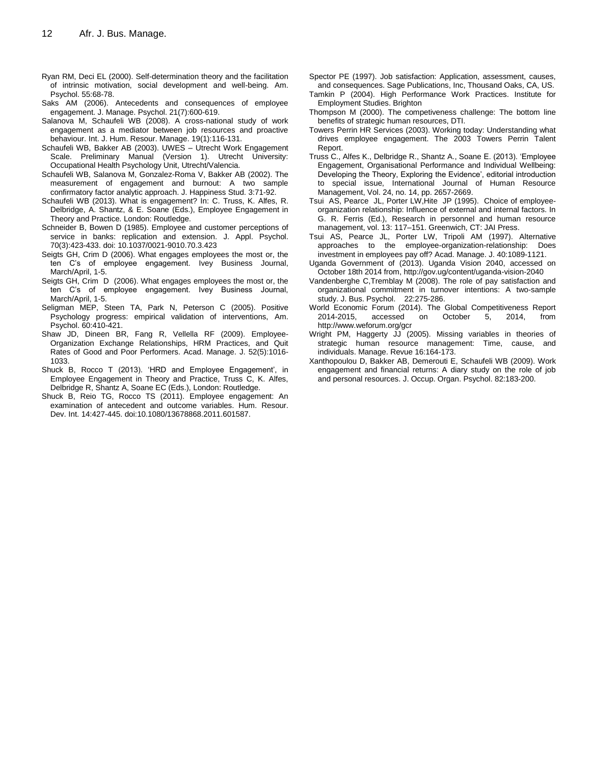Ryan RM, Deci EL (2000). Self-determination theory and the facilitation of intrinsic motivation, social development and well-being. Am. Psychol. 55:68-78.

Saks AM (2006). Antecedents and consequences of employee engagement. J. Manage. Psychol. 21(7):600-619.

Salanova M, Schaufeli WB (2008). A cross-national study of work engagement as a mediator between job resources and proactive behaviour. Int. J. Hum. Resour. Manage. 19(1):116-131.

Schaufeli WB, Bakker AB (2003). UWES – Utrecht Work Engagement Scale. Preliminary Manual (Version 1). Utrecht University: Occupational Health Psychology Unit, Utrecht/Valencia.

Schaufeli WB, Salanova M, Gonzalez-Roma V, Bakker AB (2002). The measurement of engagement and burnout: A two sample confirmatory factor analytic approach. J. Happiness Stud. 3:71-92.

Schaufeli WB (2013). What is engagement? In: C. Truss, K. Alfes, R. Delbridge, A. Shantz, & E. Soane (Eds.), Employee Engagement in Theory and Practice. London: Routledge.

Schneider B, Bowen D (1985). Employee and customer perceptions of service in banks: replication and extension. J. Appl. Psychol. 70(3):423-433. doi: 10.1037/0021-9010.70.3.423

Seigts GH, Crim D (2006). What engages employees the most or, the ten C's of employee engagement. Ivey Business Journal, March/April, 1-5.

Seigts GH, Crim D (2006). What engages employees the most or, the ten C's of employee engagement. Ivey Business Journal, March/April, 1-5.

Seligman MEP, Steen TA, Park N, Peterson C (2005). Positive Psychology progress: empirical validation of interventions, Am. Psychol. 60:410-421.

Shaw JD, Dineen BR, Fang R, Vellella RF (2009). Employee-Organization Exchange Relationships, HRM Practices, and Quit Rates of Good and Poor Performers. Acad. Manage. J. 52(5):1016-1033.

Shuck B, Rocco T (2013). 'HRD and Employee Engagement', in Employee Engagement in Theory and Practice, Truss C, K. Alfes, Delbridge R, Shantz A, Soane EC (Eds.), London: Routledge.

Shuck B, Reio TG, Rocco TS (2011). Employee engagement: An examination of antecedent and outcome variables. Hum. Resour. Dev. Int. 14:427-445. doi:10.1080/13678868.2011.601587.

Spector PE (1997). Job satisfaction: Application, assessment, causes, and consequences. Sage Publications, Inc, Thousand Oaks, CA, US.

Tamkin P (2004). High Performance Work Practices. Institute for Employment Studies. Brighton

Thompson M (2000). The competiveness challenge: The bottom line benefits of strategic human resources, DTI.

Towers Perrin HR Services (2003). Working today: Understanding what drives employee engagement. The 2003 Towers Perrin Talent Report.

Truss C., Alfes K., Delbridge R., Shantz A., Soane E. (2013). 'Employee Engagement, Organisational Performance and Individual Wellbeing: Developing the Theory, Exploring the Evidence', editorial introduction to special issue, International Journal of Human Resource Management, Vol. 24, no. 14, pp. 2657-2669.

Tsui AS, Pearce JL, Porter LW,Hite JP (1995). Choice of employee-organization relationship: Influence of external and internal factors. In G. R. Ferris (Ed.), Research in personnel and human resource management, vol. 13: 117–151. Greenwich, CT: JAI Press.

Tsui AS, Pearce JL, Porter LW, Tripoli AM (1997). Alternative approaches to the employee-organization-relationship: Does investment in employees pay off? Acad. Manage. J. 40:1089-1121.

Uganda Government of (2013). Uganda Vision 2040, accessed on October 18th 2014 from, http://gov.ug/content/uganda-vision-2040

Vandenberghe C,Tremblay M (2008). The role of pay satisfaction and organizational commitment in turnover intentions: A two-sample study. J. Bus. Psychol. 22:275-286.

World Economic Forum (2014). The Global Competitiveness Report 2014-2015, accessed on October 5, 2014, from http://www.weforum.org/gcr

Wright PM, Haggerty JJ (2005). Missing variables in theories of strategic human resource management: Time, cause, and individuals. Manage. Revue 16:164-173.

Xanthopoulou D, Bakker AB, Demerouti E, Schaufeli WB (2009). Work engagement and financial returns: A diary study on the role of job and personal resources. J. Occup. Organ. Psychol. 82:183-200.